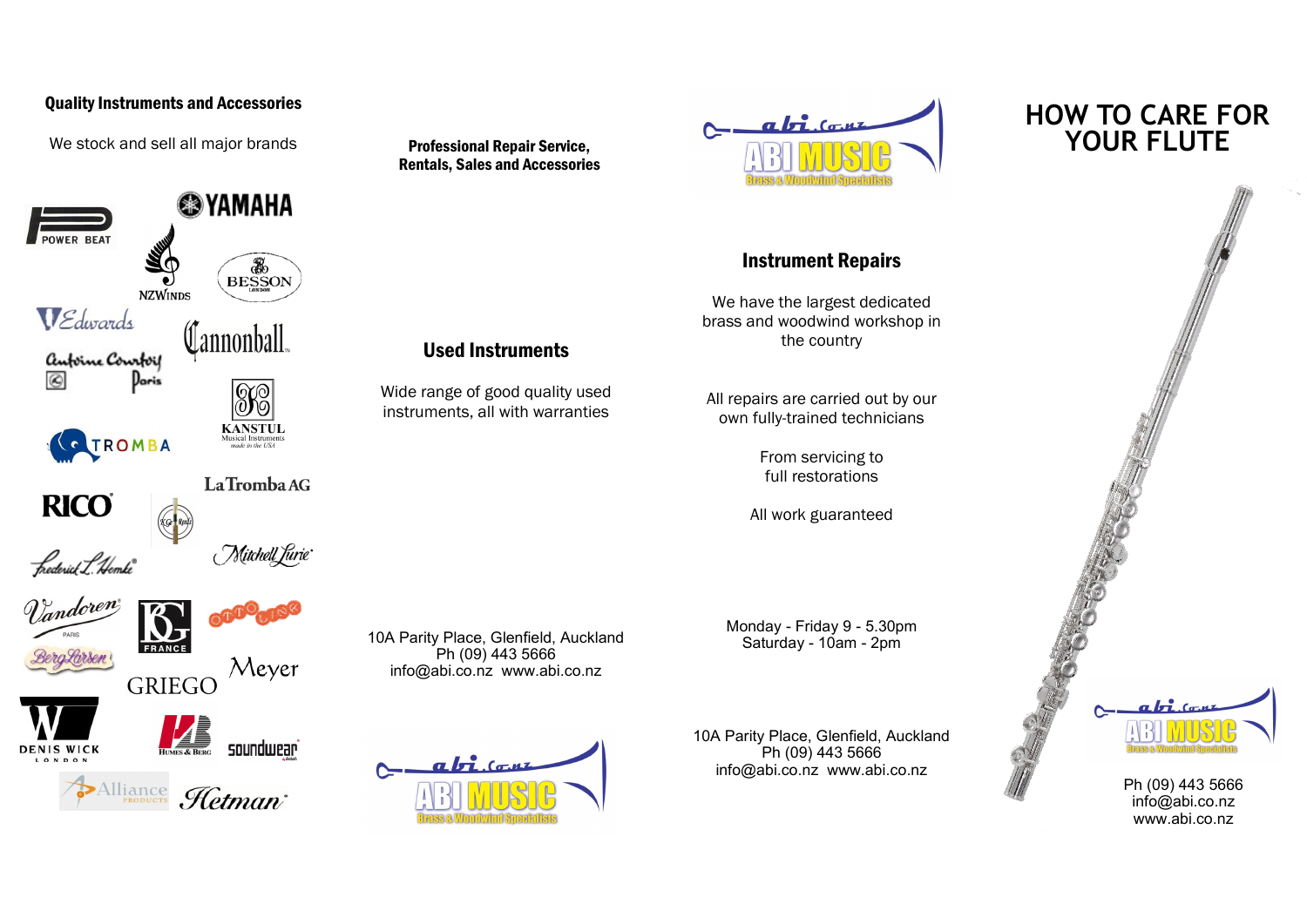## Quality Instruments and Accessories

We stock and sell all major brands

YAMAHA

POWER BEAT

NZWINDS

BESSON

Edwards

Cannonball

Antoine Courtois Paris

KANSTUL Musical Instruments made in the USA

TROMBA

La Tromba AG

RICO

Frederick L. Hemke

Mitchell Lurie

Vandoren PARIS

BG FRANCE

OTTO LINK

BergLarsen

GRIEGO

Meyer

DENIS WICK LONDON

HUMES & BERG

soundwear

Alliance PRODUCTS

Hetman

**Professional Repair Service, Rentals, Sales and Accessories**

## Used Instruments

Wide range of good quality used instruments, all with warranties

10A Parity Place, Glenfield, Auckland
Ph (09) 443 5666
info@abi.co.nz www.abi.co.nz

abi.co.nz ABI MUSIC Brass & Woodwind Specialists

abi.co.nz ABI MUSIC Brass & Woodwind Specialists

## Instrument Repairs

We have the largest dedicated brass and woodwind workshop in the country

All repairs are carried out by our own fully-trained technicians

From servicing to full restorations

All work guaranteed

Monday - Friday 9 - 5.30pm
Saturday - 10am - 2pm

10A Parity Place, Glenfield, Auckland
Ph (09) 443 5666
info@abi.co.nz www.abi.co.nz

# HOW TO CARE FOR YOUR FLUTE

abi.co.nz ABI MUSIC Brass & Woodwind Specialists

Ph (09) 443 5666
info@abi.co.nz
www.abi.co.nz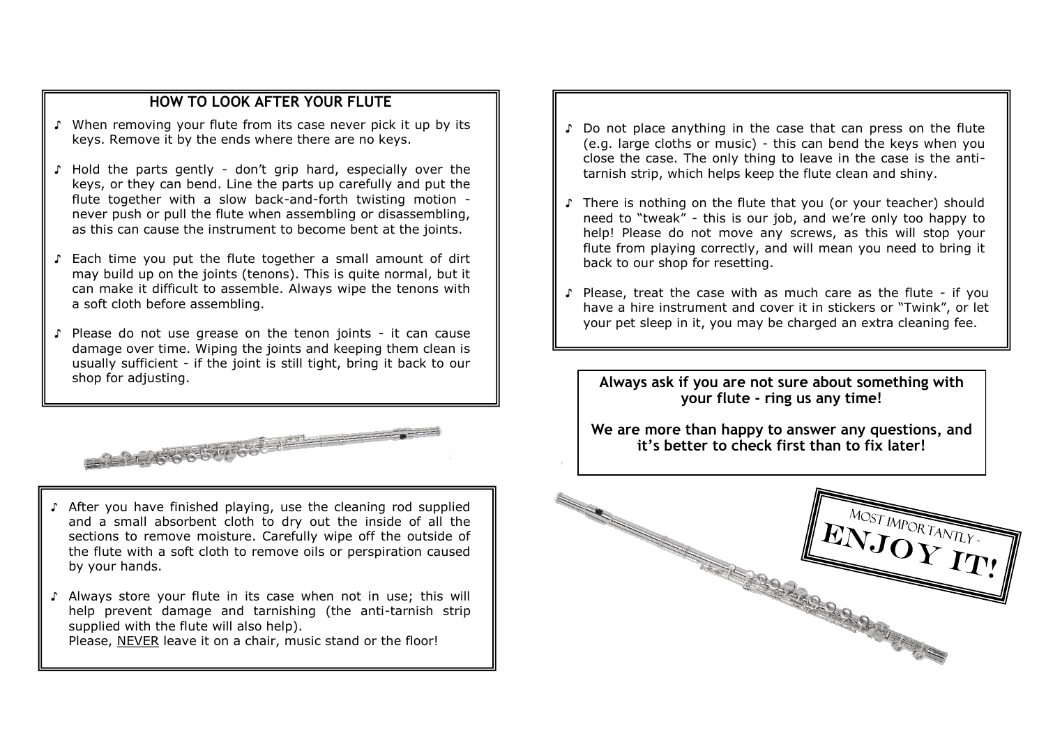## HOW TO LOOK AFTER YOUR FLUTE

- When removing your flute from its case never pick it up by its keys. Remove it by the ends where there are no keys.
- Hold the parts gently - don't grip hard, especially over the keys, or they can bend. Line the parts up carefully and put the flute together with a slow back-and-forth twisting motion - never push or pull the flute when assembling or disassembling, as this can cause the instrument to become bent at the joints.
- Each time you put the flute together a small amount of dirt may build up on the joints (tenons). This is quite normal, but it can make it difficult to assemble. Always wipe the tenons with a soft cloth before assembling.
- Please do not use grease on the tenon joints - it can cause damage over time. Wiping the joints and keeping them clean is usually sufficient - if the joint is still tight, bring it back to our shop for adjusting.

- After you have finished playing, use the cleaning rod supplied and a small absorbent cloth to dry out the inside of all the sections to remove moisture. Carefully wipe off the outside of the flute with a soft cloth to remove oils or perspiration caused by your hands.
- Always store your flute in its case when not in use; this will help prevent damage and tarnishing (the anti-tarnish strip supplied with the flute will also help).
  Please, NEVER leave it on a chair, music stand or the floor!

- Do not place anything in the case that can press on the flute (e.g. large cloths or music) - this can bend the keys when you close the case. The only thing to leave in the case is the anti-tarnish strip, which helps keep the flute clean and shiny.
- There is nothing on the flute that you (or your teacher) should need to "tweak" - this is our job, and we're only too happy to help! Please do not move any screws, as this will stop your flute from playing correctly, and will mean you need to bring it back to our shop for resetting.
- Please, treat the case with as much care as the flute - if you have a hire instrument and cover it in stickers or "Twink", or let your pet sleep in it, you may be charged an extra cleaning fee.

**Always ask if you are not sure about something with your flute - ring us any time!**

**We are more than happy to answer any questions, and it's better to check first than to fix later!**

MOST IMPORTANTLY -
**ENJOY IT!**